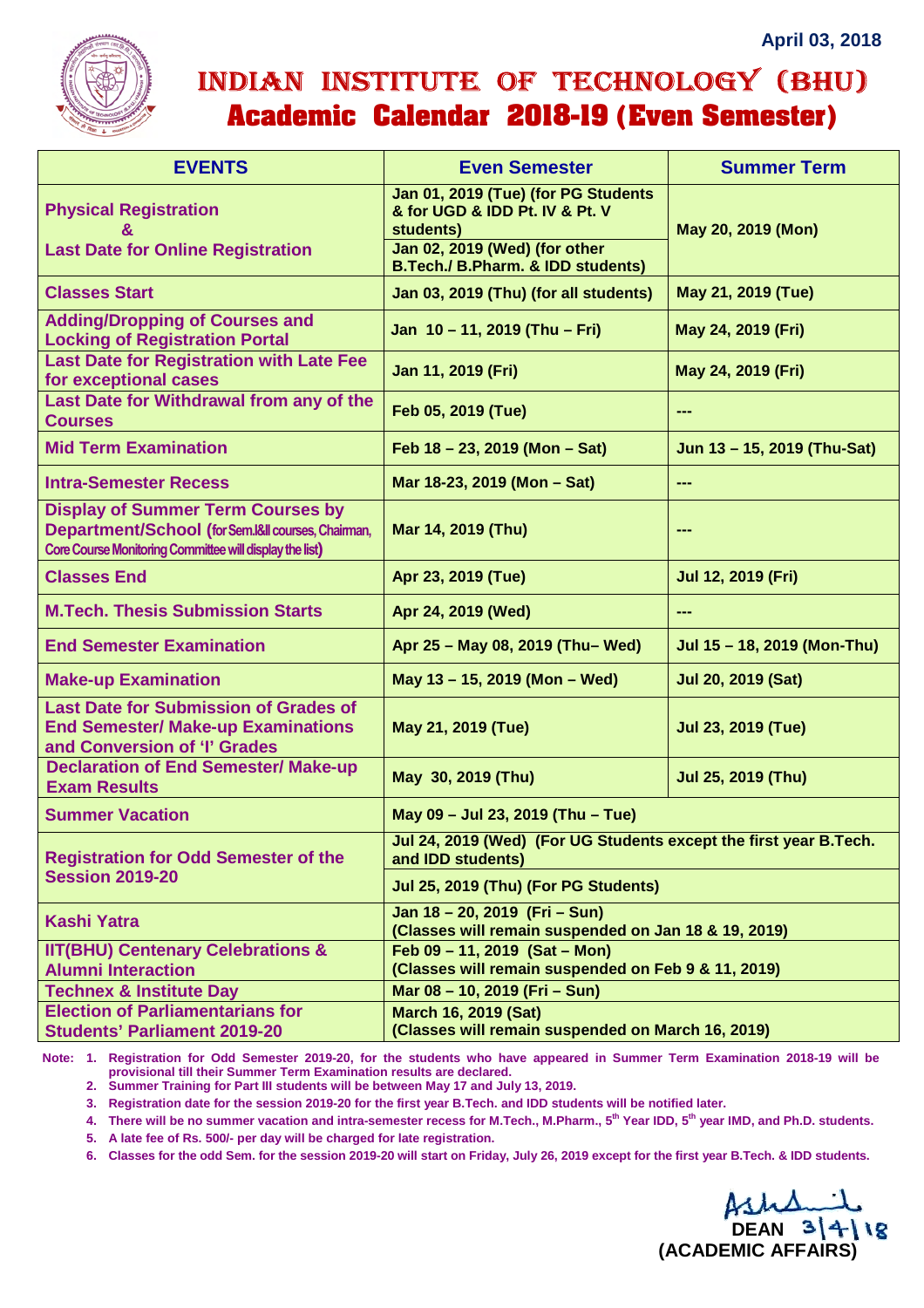April 03, 2018

# INDIAN INSTITUTE OF TECHNOLOGY (BHU)

## Academic Calendar 2018-19 (Even Semester)

| EVENTS | Even Semester | Summer Term |
|---|---|---|
| Physical Registration & Last Date for Online Registration | Jan 01, 2019 (Tue) (for PG Students & for UGD & IDD Pt. IV & Pt. V students)<br>Jan 02, 2019 (Wed) (for other B.Tech./ B.Pharm. & IDD students) | May 20, 2019 (Mon) |
| Classes Start | Jan 03, 2019 (Thu) (for all students) | May 21, 2019 (Tue) |
| Adding/Dropping of Courses and Locking of Registration Portal | Jan 10 – 11, 2019 (Thu – Fri) | May 24, 2019 (Fri) |
| Last Date for Registration with Late Fee for exceptional cases | Jan 11, 2019 (Fri) | May 24, 2019 (Fri) |
| Last Date for Withdrawal from any of the Courses | Feb 05, 2019 (Tue) | --- |
| Mid Term Examination | Feb 18 – 23, 2019 (Mon – Sat) | Jun 13 – 15, 2019 (Thu-Sat) |
| Intra-Semester Recess | Mar 18-23, 2019 (Mon – Sat) | --- |
| Display of Summer Term Courses by Department/School (for Sem.I&II courses, Chairman, Core Course Monitoring Committee will display the list) | Mar 14, 2019 (Thu) | --- |
| Classes End | Apr 23, 2019 (Tue) | Jul 12, 2019 (Fri) |
| M.Tech. Thesis Submission Starts | Apr 24, 2019 (Wed) | --- |
| End Semester Examination | Apr 25 – May 08, 2019 (Thu– Wed) | Jul 15 – 18, 2019 (Mon-Thu) |
| Make-up Examination | May 13 – 15, 2019 (Mon – Wed) | Jul 20, 2019 (Sat) |
| Last Date for Submission of Grades of End Semester/ Make-up Examinations and Conversion of 'I' Grades | May 21, 2019 (Tue) | Jul 23, 2019 (Tue) |
| Declaration of End Semester/ Make-up Exam Results | May 30, 2019 (Thu) | Jul 25, 2019 (Thu) |
| Summer Vacation | May 09 – Jul 23, 2019 (Thu – Tue) | |
| Registration for Odd Semester of the Session 2019-20 | Jul 24, 2019 (Wed) (For UG Students except the first year B.Tech. and IDD students)<br>Jul 25, 2019 (Thu) (For PG Students) | |
| Kashi Yatra | Jan 18 – 20, 2019 (Fri – Sun) (Classes will remain suspended on Jan 18 & 19, 2019) | |
| IIT(BHU) Centenary Celebrations & Alumni Interaction | Feb 09 – 11, 2019 (Sat – Mon) (Classes will remain suspended on Feb 9 & 11, 2019) | |
| Technex & Institute Day | Mar 08 – 10, 2019 (Fri – Sun) | |
| Election of Parliamentarians for Students' Parliament 2019-20 | March 16, 2019 (Sat) (Classes will remain suspended on March 16, 2019) | |

**Note:**
1. Registration for Odd Semester 2019-20, for the students who have appeared in Summer Term Examination 2018-19 will be provisional till their Summer Term Examination results are declared.
2. Summer Training for Part III students will be between May 17 and July 13, 2019.
3. Registration date for the session 2019-20 for the first year B.Tech. and IDD students will be notified later.
4. There will be no summer vacation and intra-semester recess for M.Tech., M.Pharm., 5th Year IDD, 5th year IMD, and Ph.D. students.
5. A late fee of Rs. 500/- per day will be charged for late registration.
6. Classes for the odd Sem. for the session 2019-20 will start on Friday, July 26, 2019 except for the first year B.Tech. & IDD students.

DEAN 3/4/18
(ACADEMIC AFFAIRS)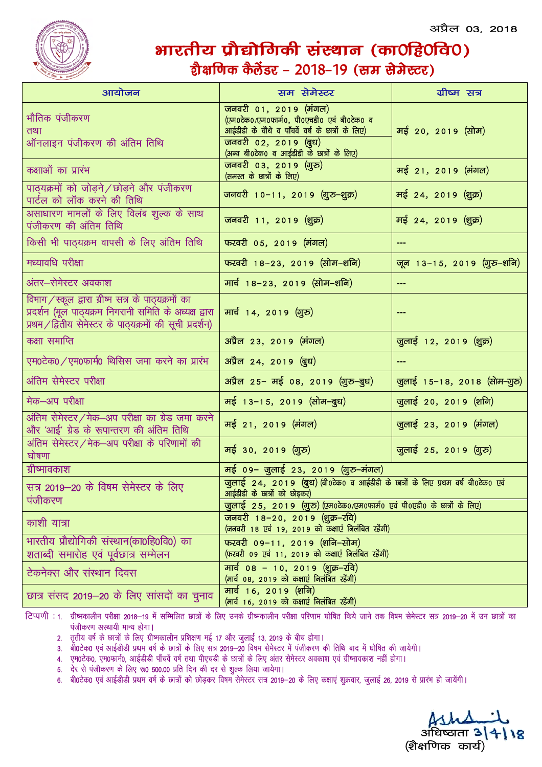अप्रैल 03, 2018

# भारतीय प्रौद्योगिकी संस्थान (का०हि०वि०)
## शैक्षणिक कैलेंडर – 2018-19 (सम सेमेस्टर)

| आयोजन | सम सेमेस्टर | ग्रीष्म सत्र |
|---|---|---|
| भौतिक पंजीकरण तथा ऑनलाइन पंजीकरण की अंतिम तिथि | जनवरी 01, 2019 (मंगल) (एम०टेक०/एम०फार्म०, पी०एचडी० एवं बी०टेक० व आईडीडी के चौथे व पाँचवें वर्ष के छात्रों के लिए) <br> जनवरी 02, 2019 (बुध) (अन्य बी०टेक० व आईडीडी के छात्रों के लिए) | मई 20, 2019 (सोम) |
| कक्षाओं का प्रारंभ | जनवरी 03, 2019 (गुरु) (समस्त के छात्रों के लिए) | मई 21, 2019 (मंगल) |
| पाठ्यक्रमों को जोड़ने/छोड़ने और पंजीकरण पार्टल को लॉक करने की तिथि | जनवरी 10-11, 2019 (गुरु-शुक्र) | मई 24, 2019 (शुक्र) |
| असाधारण मामलों के लिए विलंब शुल्क के साथ पंजीकरण की अंतिम तिथि | जनवरी 11, 2019 (शुक्र) | मई 24, 2019 (शुक्र) |
| किसी भी पाठ्यक्रम वापसी के लिए अंतिम तिथि | फरवरी 05, 2019 (मंगल) | --- |
| मध्यावधि परीक्षा | फरवरी 18-23, 2019 (सोम-शनि) | जून 13-15, 2019 (गुरु-शनि) |
| अंतर-सेमेस्टर अवकाश | मार्च 18-23, 2019 (सोम-शनि) | --- |
| विभाग/स्कूल द्वारा ग्रीष्म सत्र के पाठ्यक्रमों का प्रदर्शन (मूल पाठ्यक्रम निगरानी समिति के अध्यक्ष द्वारा प्रथम/द्वितीय सेमेस्टर के पाठ्यक्रमों की सूची प्रदर्शन) | मार्च 14, 2019 (गुरु) | --- |
| कक्षा समाप्ति | अप्रैल 23, 2019 (मंगल) | जुलाई 12, 2019 (शुक्र) |
| एम०टेक०/एम०फार्म० थिसिस जमा करने का प्रारंभ | अप्रैल 24, 2019 (बुध) | --- |
| अंतिम सेमेस्टर परीक्षा | अप्रैल 25- मई 08, 2019 (गुरु-बुध) | जुलाई 15-18, 2018 (सोम-गुरु) |
| मेक-अप परीक्षा | मई 13-15, 2019 (सोम-बुध) | जुलाई 20, 2019 (शनि) |
| अंतिम सेमेस्टर/मेक-अप परीक्षा का ग्रेड जमा करने और 'आई' ग्रेड के रूपान्तरण की अंतिम तिथि | मई 21, 2019 (मंगल) | जुलाई 23, 2019 (मंगल) |
| अंतिम सेमेस्टर/मेक-अप परीक्षा के परिणामों की घोषणा | मई 30, 2019 (गुरु) | जुलाई 25, 2019 (गुरु) |
| ग्रीष्मावकाश | मई 09- जुलाई 23, 2019 (गुरु-मंगल) | |
| सत्र 2019-20 के विषम सेमेस्टर के लिए पंजीकरण | जुलाई 24, 2019 (बुध) (बी०टेक० व आईडीडी के छात्रों के लिए प्रथम वर्ष बी०टेक० एवं आईडीडी के छात्रों को छोड़कर) <br> जुलाई 25, 2019 (गुरु) (एम०टेक०/एम०फार्म० एवं पी०एडी० के छात्रों के लिए) | |
| काशी यात्रा | जनवरी 18-20, 2019 (शुक्र-रवि) (जनवरी 18 एवं 19, 2019 को कक्षाएं निलंबित रहेंगी) | |
| भारतीय प्रौद्योगिकी संस्थान(का०हि०वि०) का शताब्दी समारोह एवं पूर्वछात्र सम्मेलन | फरवरी 09-11, 2019 (शनि-सोम) (फरवरी 09 एवं 11, 2019 को कक्षाएं निलंबित रहेंगी) | |
| टेकनेक्स और संस्थान दिवस | मार्च 08 – 10, 2019 (शुक्र-रवि) (मार्च 08, 2019 को कक्षाएं निलंबित रहेंगी) | |
| छात्र संसद 2019-20 के लिए सांसदों का चुनाव | मार्च 16, 2019 (शनि) (मार्च 16, 2019 को कक्षाएं निलंबित रहेंगी) | |

टिप्पणी :
1. ग्रीष्मकालीन परीक्षा 2018-19 में सम्मिलित छात्रों के लिए उनके ग्रीष्मकालीन परीक्षा परिणाम घोषित किये जाने तक विषम सेमेस्टर सत्र 2019-20 में उन छात्रों का पंजीकरण अस्थायी मान्य होगा।
2. तृतीय वर्ष के छात्रों के लिए ग्रीष्मकालीन प्रशिक्षण मई 17 और जुलाई 13, 2019 के बीच होगा।
3. बी०टेक० एवं आईडीडी प्रथम वर्ष के छात्रों के लिए सत्र 2019-20 विषम सेमेस्टर में पंजीकरण की तिथि बाद में घोषित की जायेगी।
4. एम०टेक०, एम०फार्म०, आईडीडी पाँचवें वर्ष तथा पीएचडी के छात्रों के लिए अंतर सेमेस्टर अवकाश एवं ग्रीष्मावकाश नहीं होगा।
5. देर से पंजीकरण के लिए रू० 500.00 प्रति दिन की दर से शुल्क लिया जायेगा।
6. बी०टेक० एवं आईडीडी प्रथम वर्ष के छात्रों को छोड़कर विषम सेमेस्टर सत्र 2019-20 के लिए कक्षाएं शुक्रवार, जुलाई 26, 2019 से प्रारंभ हो जायेंगी।

अधिष्ठाता 3/4/18
(शैक्षणिक कार्य)